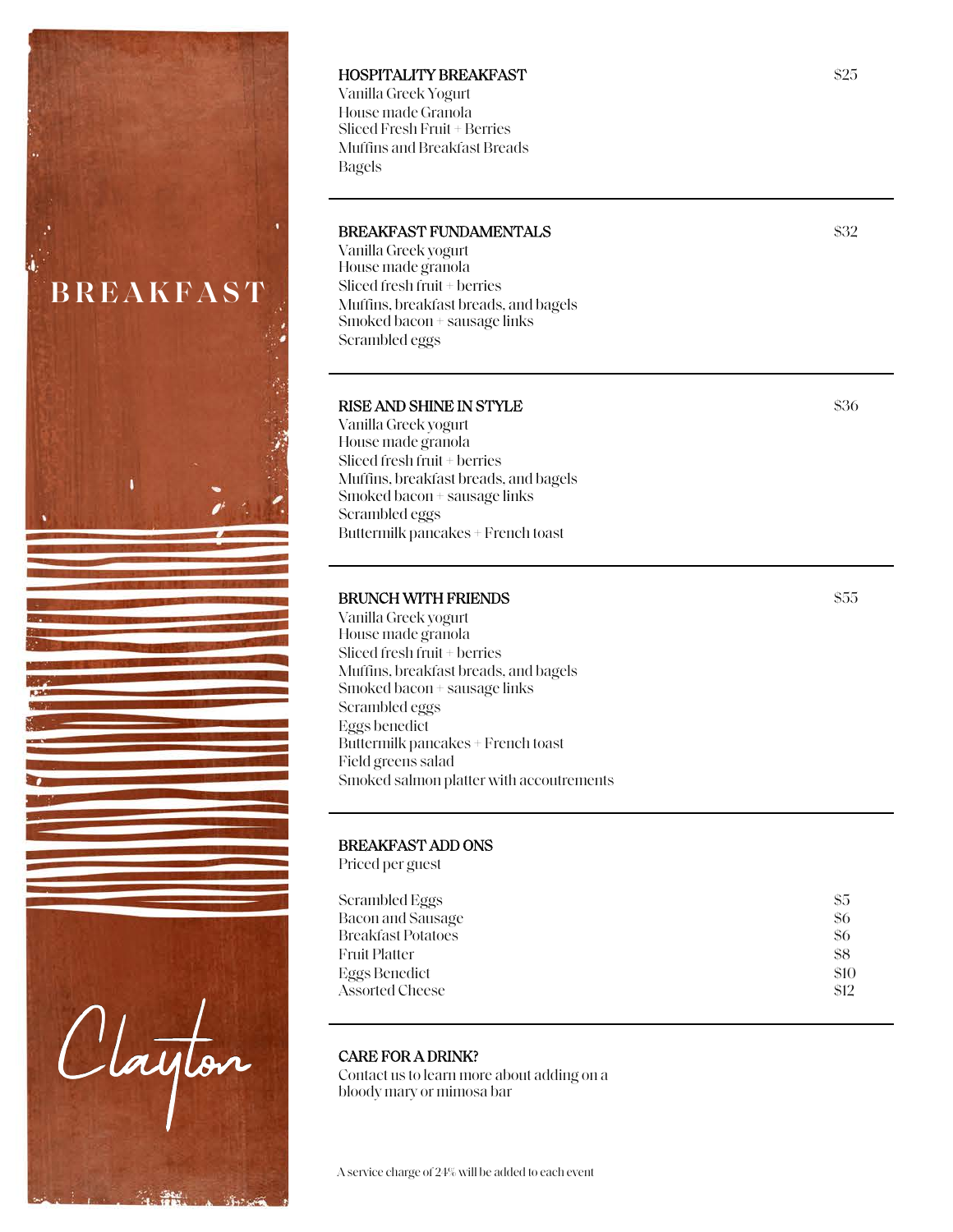# BREAKFAST

Clayton

## HOSPITALITY BREAKFAST — $25

Vanilla Greek Yogurt
House made Granola
Sliced Fresh Fruit + Berries
Muffins and Breakfast Breads
Bagels

## BREAKFAST FUNDAMENTALS — $32

Vanilla Greek yogurt
House made granola
Sliced fresh fruit + berries
Muffins, breakfast breads, and bagels
Smoked bacon + sausage links
Scrambled eggs

## RISE AND SHINE IN STYLE — $36

Vanilla Greek yogurt
House made granola
Sliced fresh fruit + berries
Muffins, breakfast breads, and bagels
Smoked bacon + sausage links
Scrambled eggs
Buttermilk pancakes + French toast

## BRUNCH WITH FRIENDS — $55

Vanilla Greek yogurt
House made granola
Sliced fresh fruit + berries
Muffins, breakfast breads, and bagels
Smoked bacon + sausage links
Scrambled eggs
Eggs benedict
Buttermilk pancakes + French toast
Field greens salad
Smoked salmon platter with accoutrements

## BREAKFAST ADD ONS

Priced per guest

| Item | Price |
|---|---|
| Scrambled Eggs | $5 |
| Bacon and Sausage | $6 |
| Breakfast Potatoes | $6 |
| Fruit Platter | $8 |
| Eggs Benedict | $10 |
| Assorted Cheese | $12 |

## CARE FOR A DRINK?

Contact us to learn more about adding on a bloody mary or mimosa bar

A service charge of 24% will be added to each event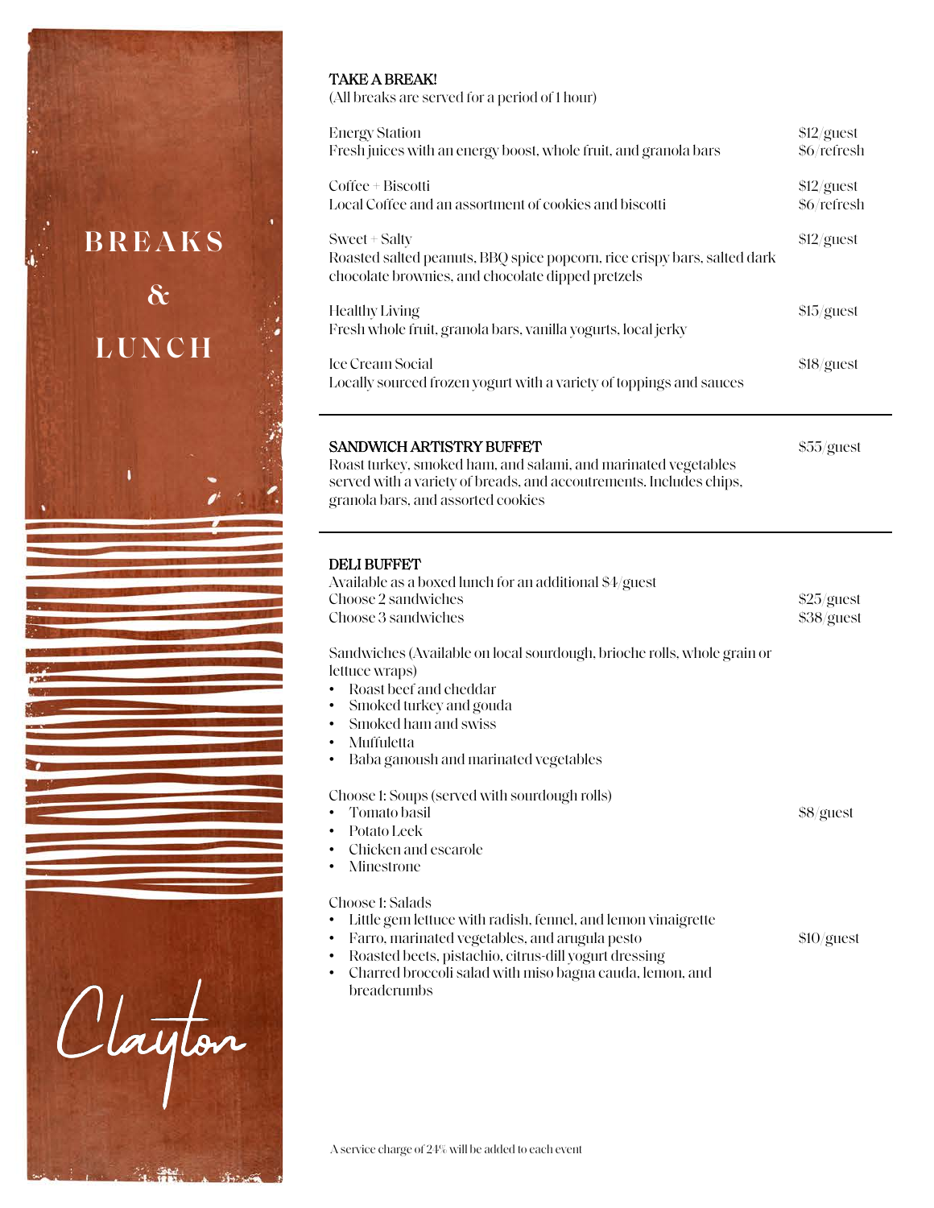# BREAKS & LUNCH

Clayton

## TAKE A BREAK!

(All breaks are served for a period of 1 hour)

| Item | Price |
| --- | --- |
| Energy Station<br>Fresh juices with an energy boost, whole fruit, and granola bars | $12/guest<br>$6/refresh |
| Coffee + Biscotti<br>Local Coffee and an assortment of cookies and biscotti | $12/guest<br>$6/refresh |
| Sweet + Salty<br>Roasted salted peanuts, BBQ spice popcorn, rice crispy bars, salted dark chocolate brownies, and chocolate dipped pretzels | $12/guest |
| Healthy Living<br>Fresh whole fruit, granola bars, vanilla yogurts, local jerky | $15/guest |
| Ice Cream Social<br>Locally sourced frozen yogurt with a variety of toppings and sauces | $18/guest |

---

## SANDWICH ARTISTRY BUFFET — $55/guest

Roast turkey, smoked ham, and salami, and marinated vegetables served with a variety of breads, and accoutrements. Includes chips, granola bars, and assorted cookies

---

## DELI BUFFET

Available as a boxed lunch for an additional $4/guest

| Option | Price |
| --- | --- |
| Choose 2 sandwiches | $25/guest |
| Choose 3 sandwiches | $38/guest |

Sandwiches (Available on local sourdough, brioche rolls, whole grain or lettuce wraps)

- Roast beef and cheddar
- Smoked turkey and gouda
- Smoked ham and swiss
- Muffuletta
- Baba ganoush and marinated vegetables

Choose 1: Soups (served with sourdough rolls) — $8/guest

- Tomato basil
- Potato Leek
- Chicken and escarole
- Minestrone

Choose 1: Salads — $10/guest

- Little gem lettuce with radish, fennel, and lemon vinaigrette
- Farro, marinated vegetables, and arugula pesto
- Roasted beets, pistachio, citrus-dill yogurt dressing
- Charred broccoli salad with miso bagna cauda, lemon, and breadcrumbs

A service charge of 24% will be added to each event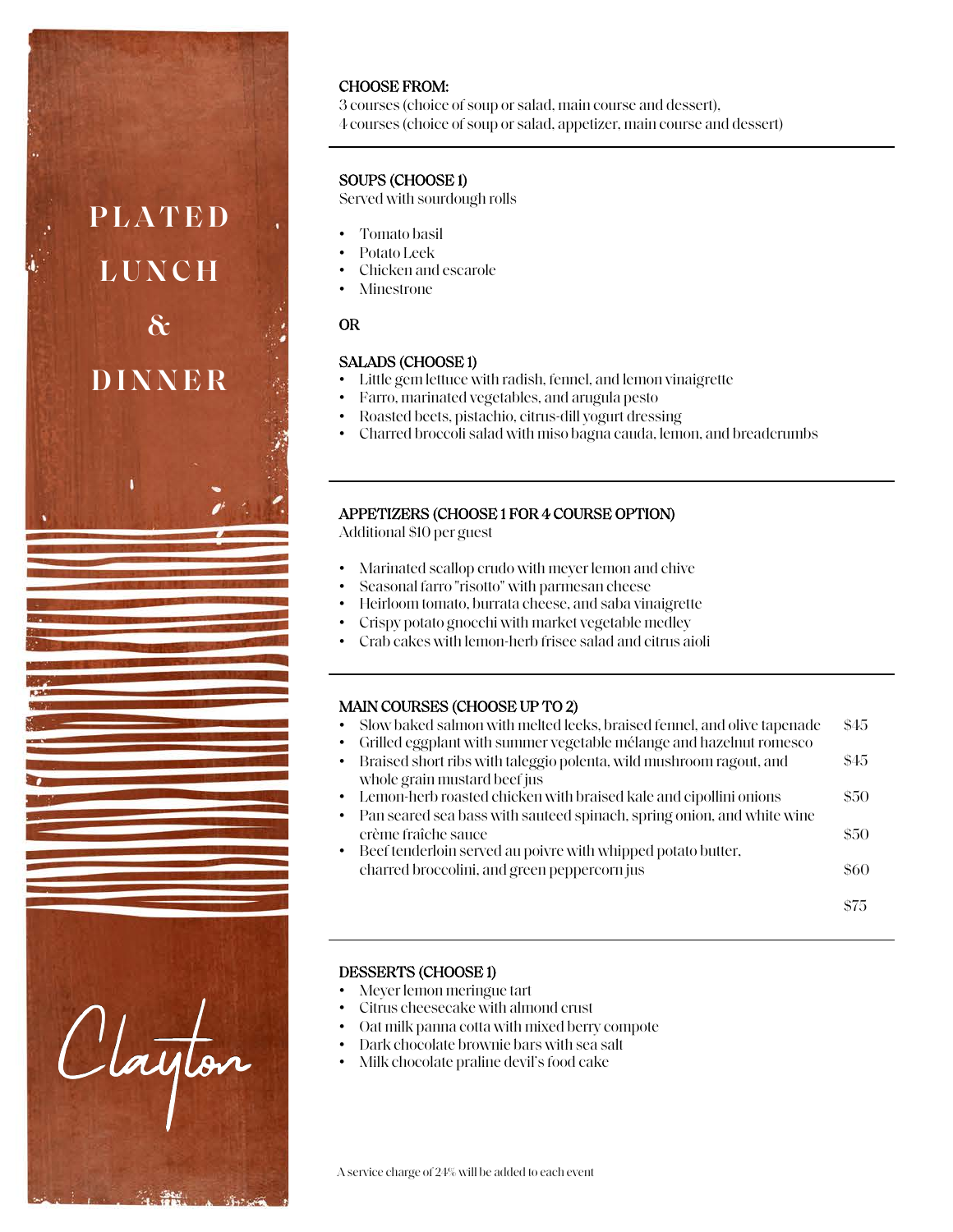# PLATED LUNCH & DINNER

Clayton

**CHOOSE FROM:**
3 courses (choice of soup or salad, main course and dessert),
4 courses (choice of soup or salad, appetizer, main course and dessert)

---

**SOUPS (CHOOSE 1)**
Served with sourdough rolls

- Tomato basil
- Potato Leek
- Chicken and escarole
- Minestrone

**OR**

**SALADS (CHOOSE 1)**
- Little gem lettuce with radish, fennel, and lemon vinaigrette
- Farro, marinated vegetables, and arugula pesto
- Roasted beets, pistachio, citrus-dill yogurt dressing
- Charred broccoli salad with miso bagna cauda, lemon, and breadcrumbs

---

**APPETIZERS (CHOOSE 1 FOR 4 COURSE OPTION)**
Additional $10 per guest

- Marinated scallop crudo with meyer lemon and chive
- Seasonal farro "risotto" with parmesan cheese
- Heirloom tomato, burrata cheese, and saba vinaigrette
- Crispy potato gnocchi with market vegetable medley
- Crab cakes with lemon-herb frisee salad and citrus aioli

---

**MAIN COURSES (CHOOSE UP TO 2)**
- Slow baked salmon with melted leeks, braised fennel, and olive tapenade $45
- Grilled eggplant with summer vegetable mélange and hazelnut romesco
- Braised short ribs with taleggio polenta, wild mushroom ragout, and whole grain mustard beef jus $45
- Lemon-herb roasted chicken with braised kale and cipollini onions $50
- Pan seared sea bass with sauteed spinach, spring onion, and white wine crème fraîche sauce $50
- Beef tenderloin served au poivre with whipped potato butter, charred broccolini, and green peppercorn jus $60

$75

---

**DESSERTS (CHOOSE 1)**
- Meyer lemon meringue tart
- Citrus cheesecake with almond crust
- Oat milk panna cotta with mixed berry compote
- Dark chocolate brownie bars with sea salt
- Milk chocolate praline devil's food cake

A service charge of 24% will be added to each event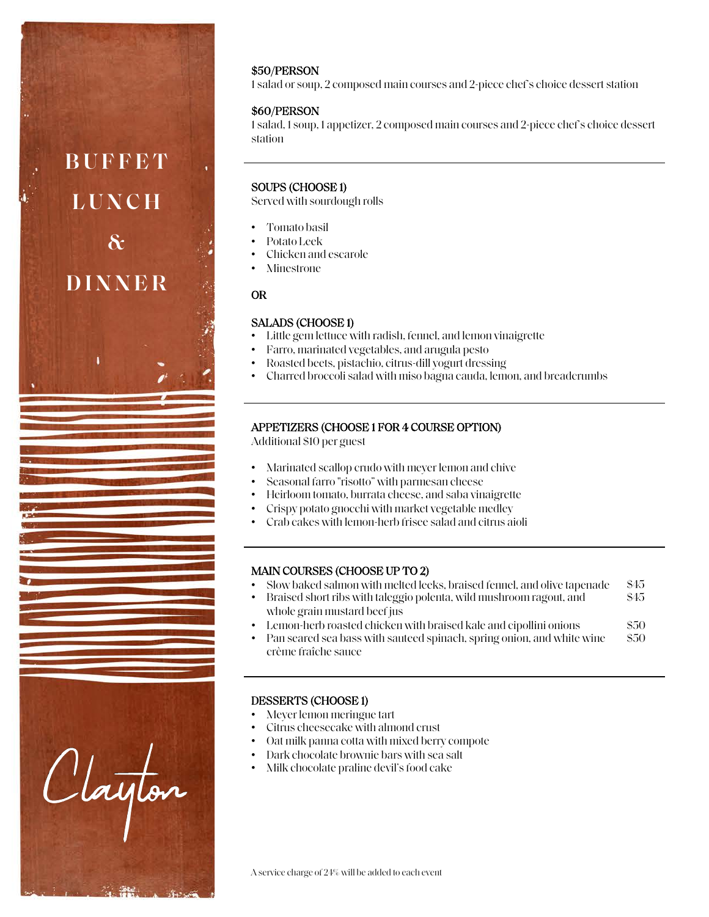# BUFFET LUNCH & DINNER

Clayton

**$50/PERSON**
1 salad or soup, 2 composed main courses and 2-piece chef's choice dessert station

**$60/PERSON**
1 salad, 1 soup, 1 appetizer, 2 composed main courses and 2-piece chef's choice dessert station

---

## SOUPS (CHOOSE 1)

Served with sourdough rolls

- Tomato basil
- Potato Leek
- Chicken and escarole
- Minestrone

**OR**

## SALADS (CHOOSE 1)

- Little gem lettuce with radish, fennel, and lemon vinaigrette
- Farro, marinated vegetables, and arugula pesto
- Roasted beets, pistachio, citrus-dill yogurt dressing
- Charred broccoli salad with miso bagna cauda, lemon, and breadcrumbs

---

## APPETIZERS (CHOOSE 1 FOR 4 COURSE OPTION)

Additional $10 per guest

- Marinated scallop crudo with meyer lemon and chive
- Seasonal farro "risotto" with parmesan cheese
- Heirloom tomato, burrata cheese, and saba vinaigrette
- Crispy potato gnocchi with market vegetable medley
- Crab cakes with lemon-herb frisee salad and citrus aioli

---

## MAIN COURSES (CHOOSE UP TO 2)

- Slow baked salmon with melted leeks, braised fennel, and olive tapenade — $45
- Braised short ribs with taleggio polenta, wild mushroom ragout, and whole grain mustard beef jus — $45
- Lemon-herb roasted chicken with braised kale and cipollini onions — $50
- Pan seared sea bass with sauteed spinach, spring onion, and white wine crème fraîche sauce — $50

---

## DESSERTS (CHOOSE 1)

- Meyer lemon meringue tart
- Citrus cheesecake with almond crust
- Oat milk panna cotta with mixed berry compote
- Dark chocolate brownie bars with sea salt
- Milk chocolate praline devil's food cake

A service charge of 24% will be added to each event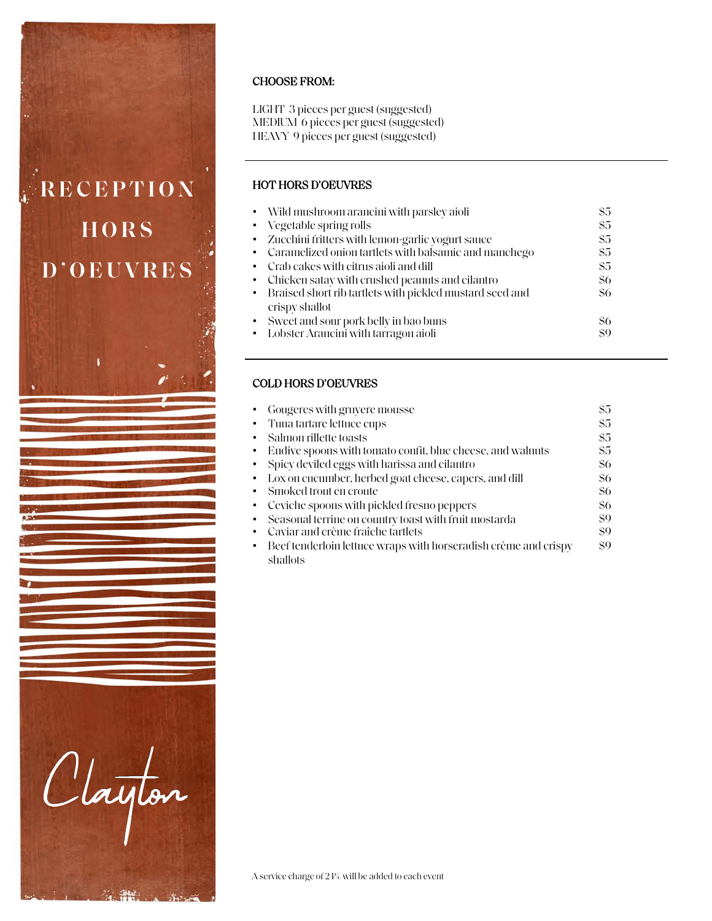# RECEPTION HORS D'OEUVRES

Clayton

**CHOOSE FROM:**

LIGHT 3 pieces per guest (suggested)
MEDIUM 6 pieces per guest (suggested)
HEAVY 9 pieces per guest (suggested)

---

## HOT HORS D'OEUVRES

| Item | Price |
|---|---|
| • Wild mushroom arancini with parsley aioli | $5 |
| • Vegetable spring rolls | $5 |
| • Zucchini fritters with lemon-garlic yogurt sauce | $5 |
| • Caramelized onion tartlets with balsamic and manchego | $5 |
| • Crab cakes with citrus aioli and dill | $5 |
| • Chicken satay with crushed peanuts and cilantro | $6 |
| • Braised short rib tartlets with pickled mustard seed and crispy shallot | $6 |
| • Sweet and sour pork belly in bao buns | $6 |
| • Lobster Arancini with tarragon aioli | $9 |

---

## COLD HORS D'OEUVRES

| Item | Price |
|---|---|
| • Gougeres with gruyere mousse | $5 |
| • Tuna tartare lettuce cups | $5 |
| • Salmon rillette toasts | $5 |
| • Endive spoons with tomato confit, blue cheese, and walnuts | $5 |
| • Spicy deviled eggs with harissa and cilantro | $6 |
| • Lox on cucumber, herbed goat cheese, capers, and dill | $6 |
| • Smoked trout en croute | $6 |
| • Ceviche spoons with pickled fresno peppers | $6 |
| • Seasonal terrine on country toast with fruit mostarda | $9 |
| • Caviar and crème fraîche tartlets | $9 |
| • Beef tenderloin lettuce wraps with horseradish crème and crispy shallots | $9 |

A service charge of 24% will be added to each event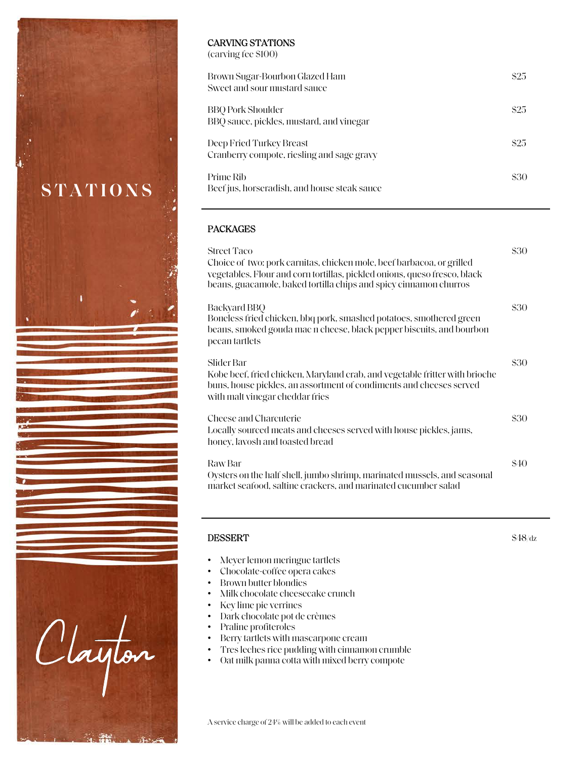# STATIONS

Clayton

## CARVING STATIONS

(carving fee $100)

Brown Sugar-Bourbon Glazed Ham — $25
Sweet and sour mustard sauce

BBQ Pork Shoulder — $25
BBQ sauce, pickles, mustard, and vinegar

Deep Fried Turkey Breast — $25
Cranberry compote, riesling and sage gravy

Prime Rib — $30
Beef jus, horseradish, and house steak sauce

---

## PACKAGES

Street Taco — $30
Choice of two: pork carnitas, chicken mole, beef barbacoa, or grilled vegetables. Flour and corn tortillas, pickled onions, queso fresco, black beans, guacamole, baked tortilla chips and spicy cinnamon churros

Backyard BBQ — $30
Boneless fried chicken, bbq pork, smashed potatoes, smothered green beans, smoked gouda mac n cheese, black pepper biscuits, and bourbon pecan tartlets

Slider Bar — $30
Kobe beef, fried chicken, Maryland crab, and vegetable fritter with brioche buns, house pickles, an assortment of condiments and cheeses served with malt vinegar cheddar fries

Cheese and Charcuterie — $30
Locally sourced meats and cheeses served with house pickles, jams, honey, lavosh and toasted bread

Raw Bar — $40
Oysters on the half shell, jumbo shrimp, marinated mussels, and seasonal market seafood, saltine crackers, and marinated cucumber salad

---

## DESSERT — $48/dz

- Meyer lemon meringue tartlets
- Chocolate-coffee opera cakes
- Brown butter blondies
- Milk chocolate cheesecake crunch
- Key lime pie verrines
- Dark chocolate pot de crèmes
- Praline profiteroles
- Berry tartlets with mascarpone cream
- Tres leches rice pudding with cinnamon crumble
- Oat milk panna cotta with mixed berry compote

A service charge of 24% will be added to each event